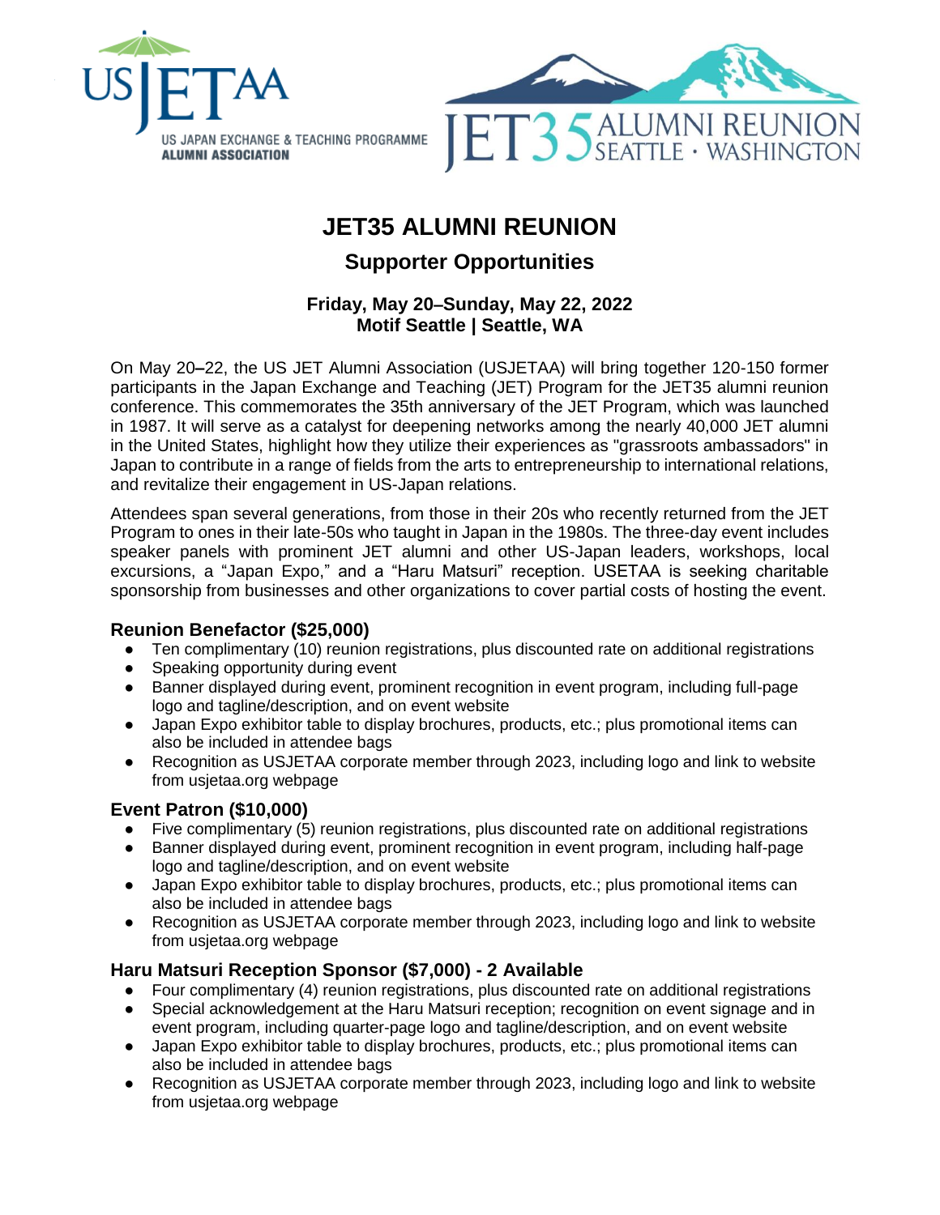# JET35 ALUMNI REUNION

## Supporter Opportunities

**Friday, May 20–Sunday, May 22, 2022**
**Motif Seattle | Seattle, WA**

On May 20–22, the US JET Alumni Association (USJETAA) will bring together 120-150 former participants in the Japan Exchange and Teaching (JET) Program for the JET35 alumni reunion conference. This commemorates the 35th anniversary of the JET Program, which was launched in 1987. It will serve as a catalyst for deepening networks among the nearly 40,000 JET alumni in the United States, highlight how they utilize their experiences as "grassroots ambassadors" in Japan to contribute in a range of fields from the arts to entrepreneurship to international relations, and revitalize their engagement in US-Japan relations.

Attendees span several generations, from those in their 20s who recently returned from the JET Program to ones in their late-50s who taught in Japan in the 1980s. The three-day event includes speaker panels with prominent JET alumni and other US-Japan leaders, workshops, local excursions, a "Japan Expo," and a "Haru Matsuri" reception. USETAA is seeking charitable sponsorship from businesses and other organizations to cover partial costs of hosting the event.

### Reunion Benefactor ($25,000)

- Ten complimentary (10) reunion registrations, plus discounted rate on additional registrations
- Speaking opportunity during event
- Banner displayed during event, prominent recognition in event program, including full-page logo and tagline/description, and on event website
- Japan Expo exhibitor table to display brochures, products, etc.; plus promotional items can also be included in attendee bags
- Recognition as USJETAA corporate member through 2023, including logo and link to website from usjetaa.org webpage

### Event Patron ($10,000)

- Five complimentary (5) reunion registrations, plus discounted rate on additional registrations
- Banner displayed during event, prominent recognition in event program, including half-page logo and tagline/description, and on event website
- Japan Expo exhibitor table to display brochures, products, etc.; plus promotional items can also be included in attendee bags
- Recognition as USJETAA corporate member through 2023, including logo and link to website from usjetaa.org webpage

### Haru Matsuri Reception Sponsor ($7,000) - 2 Available

- Four complimentary (4) reunion registrations, plus discounted rate on additional registrations
- Special acknowledgement at the Haru Matsuri reception; recognition on event signage and in event program, including quarter-page logo and tagline/description, and on event website
- Japan Expo exhibitor table to display brochures, products, etc.; plus promotional items can also be included in attendee bags
- Recognition as USJETAA corporate member through 2023, including logo and link to website from usjetaa.org webpage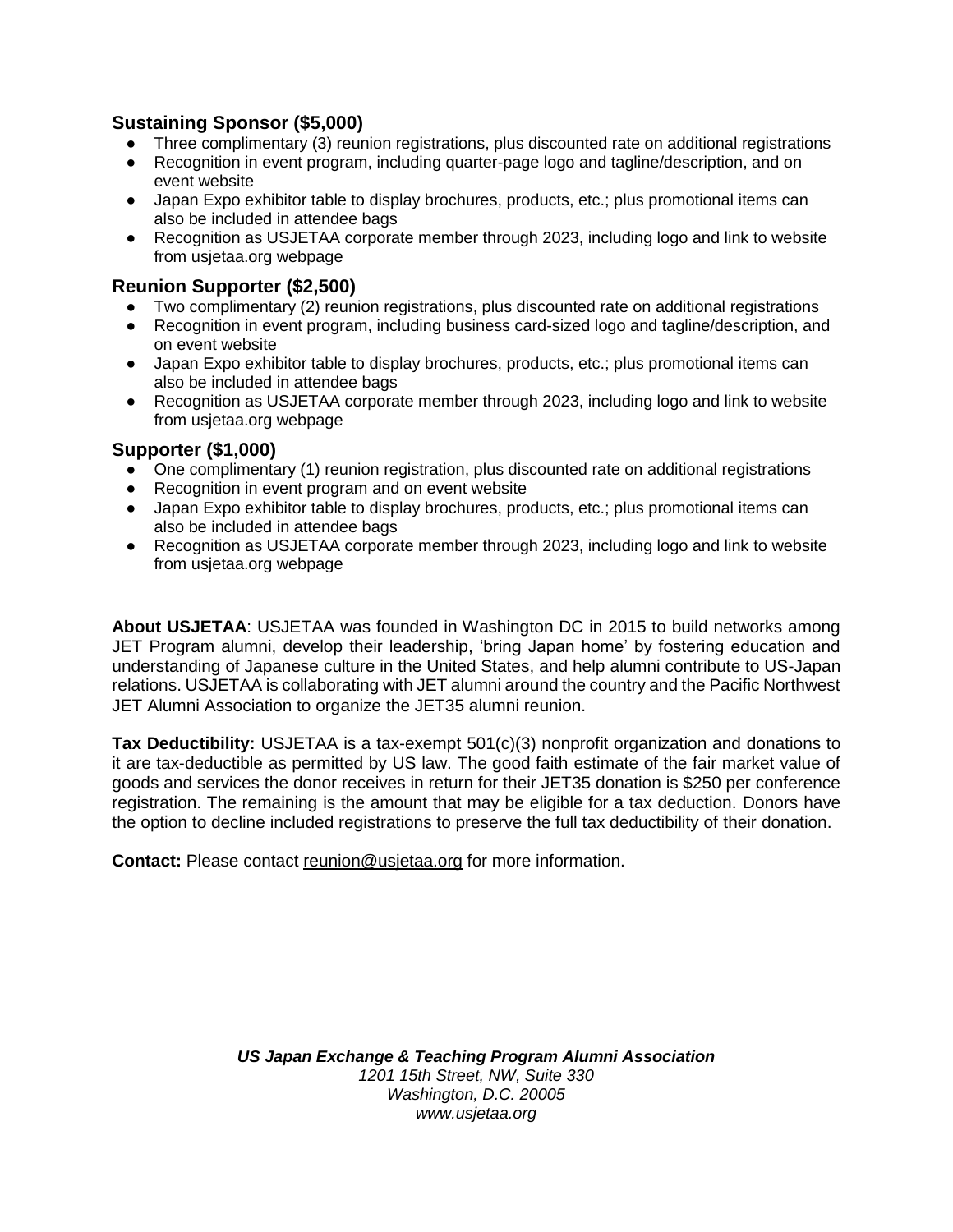### Sustaining Sponsor ($5,000)

- Three complimentary (3) reunion registrations, plus discounted rate on additional registrations
- Recognition in event program, including quarter-page logo and tagline/description, and on event website
- Japan Expo exhibitor table to display brochures, products, etc.; plus promotional items can also be included in attendee bags
- Recognition as USJETAA corporate member through 2023, including logo and link to website from usjetaa.org webpage

### Reunion Supporter ($2,500)

- Two complimentary (2) reunion registrations, plus discounted rate on additional registrations
- Recognition in event program, including business card-sized logo and tagline/description, and on event website
- Japan Expo exhibitor table to display brochures, products, etc.; plus promotional items can also be included in attendee bags
- Recognition as USJETAA corporate member through 2023, including logo and link to website from usjetaa.org webpage

### Supporter ($1,000)

- One complimentary (1) reunion registration, plus discounted rate on additional registrations
- Recognition in event program and on event website
- Japan Expo exhibitor table to display brochures, products, etc.; plus promotional items can also be included in attendee bags
- Recognition as USJETAA corporate member through 2023, including logo and link to website from usjetaa.org webpage

**About USJETAA**: USJETAA was founded in Washington DC in 2015 to build networks among JET Program alumni, develop their leadership, 'bring Japan home' by fostering education and understanding of Japanese culture in the United States, and help alumni contribute to US-Japan relations. USJETAA is collaborating with JET alumni around the country and the Pacific Northwest JET Alumni Association to organize the JET35 alumni reunion.

**Tax Deductibility:** USJETAA is a tax-exempt 501(c)(3) nonprofit organization and donations to it are tax-deductible as permitted by US law. The good faith estimate of the fair market value of goods and services the donor receives in return for their JET35 donation is $250 per conference registration. The remaining is the amount that may be eligible for a tax deduction. Donors have the option to decline included registrations to preserve the full tax deductibility of their donation.

**Contact:** Please contact reunion@usjetaa.org for more information.

***US Japan Exchange & Teaching Program Alumni Association***
*1201 15th Street, NW, Suite 330*
*Washington, D.C. 20005*
*www.usjetaa.org*